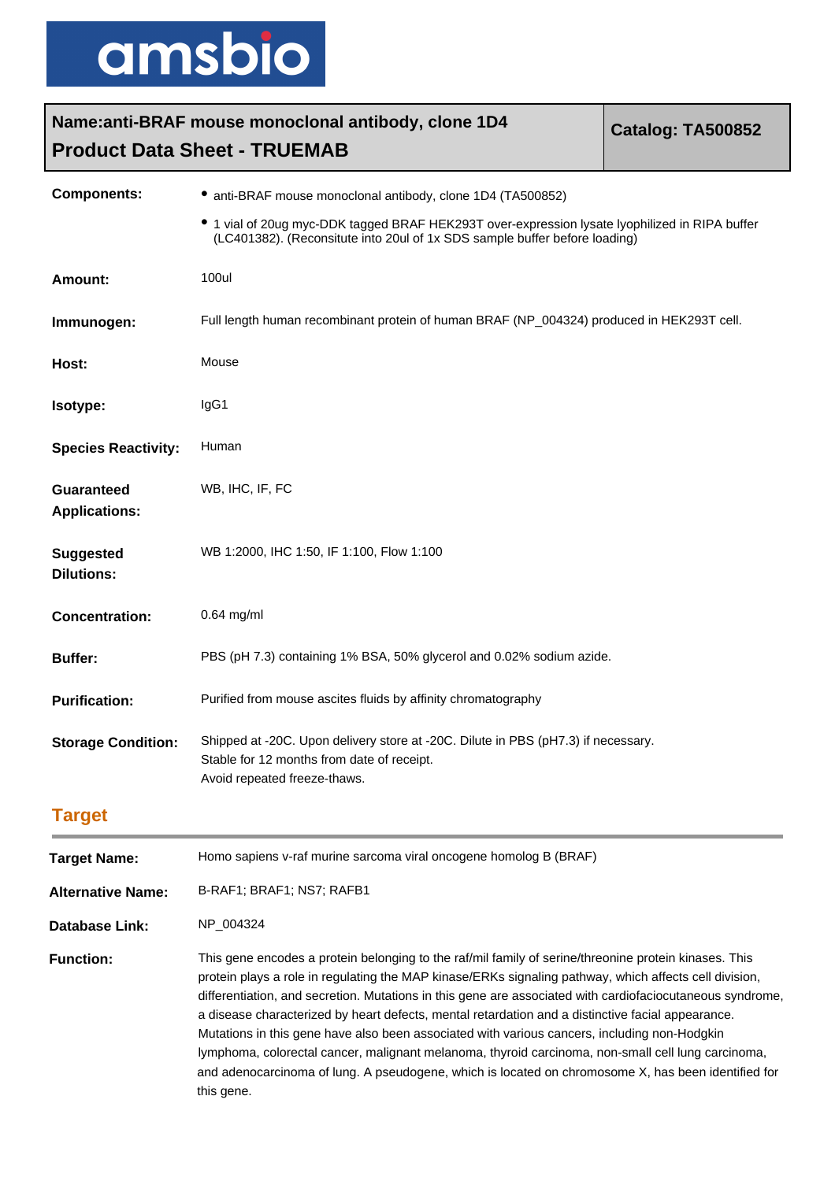amsbio

| Name:anti-BRAF mouse monoclonal antibody, clone 1D4<br>Product Data Sheet - TRUEMAB | Catalog: TA500852 |
|---|---|

**Components:**
- anti-BRAF mouse monoclonal antibody, clone 1D4 (TA500852)
- 1 vial of 20ug myc-DDK tagged BRAF HEK293T over-expression lysate lyophilized in RIPA buffer (LC401382). (Reconsitute into 20ul of 1x SDS sample buffer before loading)

**Amount:** 100ul

**Immunogen:** Full length human recombinant protein of human BRAF (NP_004324) produced in HEK293T cell.

**Host:** Mouse

**Isotype:** IgG1

**Species Reactivity:** Human

**Guaranteed Applications:** WB, IHC, IF, FC

**Suggested Dilutions:** WB 1:2000, IHC 1:50, IF 1:100, Flow 1:100

**Concentration:** 0.64 mg/ml

**Buffer:** PBS (pH 7.3) containing 1% BSA, 50% glycerol and 0.02% sodium azide.

**Purification:** Purified from mouse ascites fluids by affinity chromatography

**Storage Condition:** Shipped at -20C. Upon delivery store at -20C. Dilute in PBS (pH7.3) if necessary.
Stable for 12 months from date of receipt.
Avoid repeated freeze-thaws.

## Target

**Target Name:** Homo sapiens v-raf murine sarcoma viral oncogene homolog B (BRAF)

**Alternative Name:** B-RAF1; BRAF1; NS7; RAFB1

**Database Link:** NP_004324

**Function:** This gene encodes a protein belonging to the raf/mil family of serine/threonine protein kinases. This protein plays a role in regulating the MAP kinase/ERKs signaling pathway, which affects cell division, differentiation, and secretion. Mutations in this gene are associated with cardiofaciocutaneous syndrome, a disease characterized by heart defects, mental retardation and a distinctive facial appearance. Mutations in this gene have also been associated with various cancers, including non-Hodgkin lymphoma, colorectal cancer, malignant melanoma, thyroid carcinoma, non-small cell lung carcinoma, and adenocarcinoma of lung. A pseudogene, which is located on chromosome X, has been identified for this gene.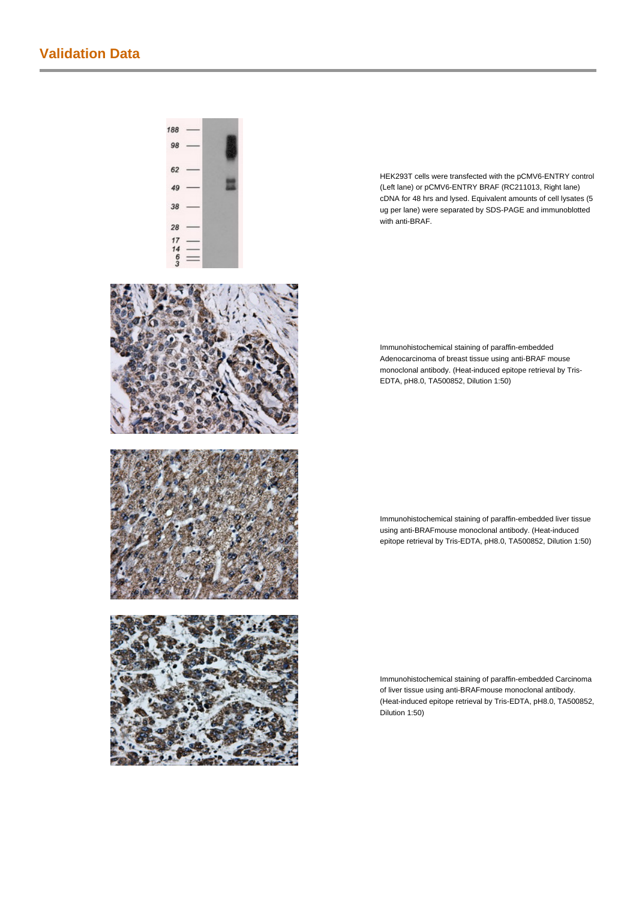## Validation Data

HEK293T cells were transfected with the pCMV6-ENTRY control (Left lane) or pCMV6-ENTRY BRAF (RC211013, Right lane) cDNA for 48 hrs and lysed. Equivalent amounts of cell lysates (5 ug per lane) were separated by SDS-PAGE and immunoblotted with anti-BRAF.

Immunohistochemical staining of paraffin-embedded Adenocarcinoma of breast tissue using anti-BRAF mouse monoclonal antibody. (Heat-induced epitope retrieval by Tris-EDTA, pH8.0, TA500852, Dilution 1:50)

Immunohistochemical staining of paraffin-embedded liver tissue using anti-BRAFmouse monoclonal antibody. (Heat-induced epitope retrieval by Tris-EDTA, pH8.0, TA500852, Dilution 1:50)

Immunohistochemical staining of paraffin-embedded Carcinoma of liver tissue using anti-BRAFmouse monoclonal antibody. (Heat-induced epitope retrieval by Tris-EDTA, pH8.0, TA500852, Dilution 1:50)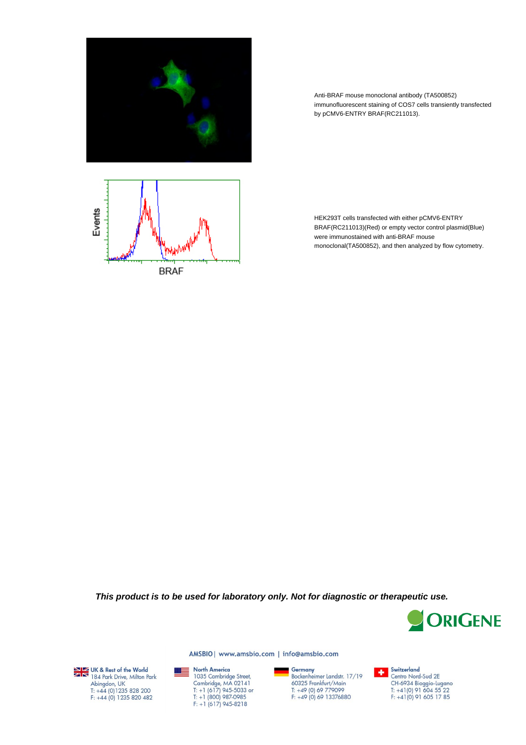Anti-BRAF mouse monoclonal antibody (TA500852) immunofluorescent staining of COS7 cells transiently transfected by pCMV6-ENTRY BRAF(RC211013).

Events

BRAF

HEK293T cells transfected with either pCMV6-ENTRY BRAF(RC211013)(Red) or empty vector control plasmid(Blue) were immunostained with anti-BRAF mouse monoclonal(TA500852), and then analyzed by flow cytometry.

***This product is to be used for laboratory only. Not for diagnostic or therapeutic use.***

ORIGENE

AMSBIO | www.amsbio.com | info@amsbio.com

**UK & Rest of the World**
184 Park Drive, Milton Park
Abingdon, UK
T: +44 (0)1235 828 200
F: +44 (0) 1235 820 482

**North America**
1035 Cambridge Street,
Cambridge, MA 02141
T: +1 (617) 945-5033 or
T: +1 (800) 987-0985
F: +1 (617) 945-8218

**Germany**
Bockenheimer Landstr. 17/19
60325 Frankfurt/Main
T: +49 (0) 69 779099
F: +49 (0) 69 13376880

**Switzerland**
Centro Nord-Sud 2E
CH-6934 Bioggio-Lugano
T: +41(0) 91 604 55 22
F: +41(0) 91 605 17 85